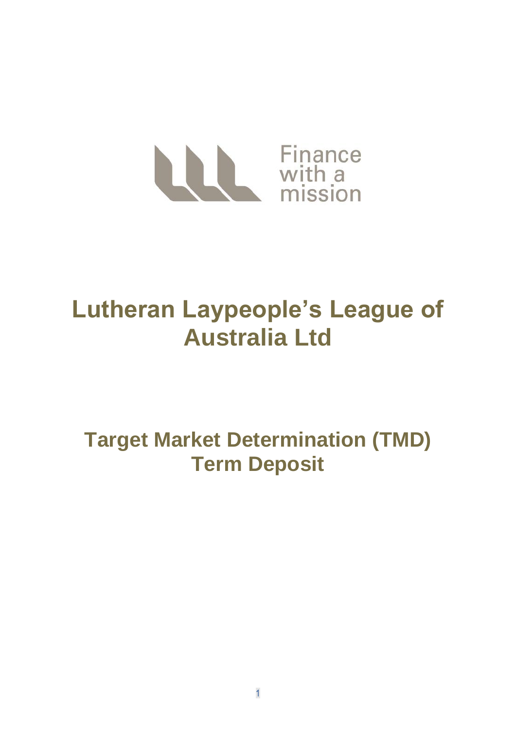Finance with a mission

# Lutheran Laypeople's League of Australia Ltd

## Target Market Determination (TMD) Term Deposit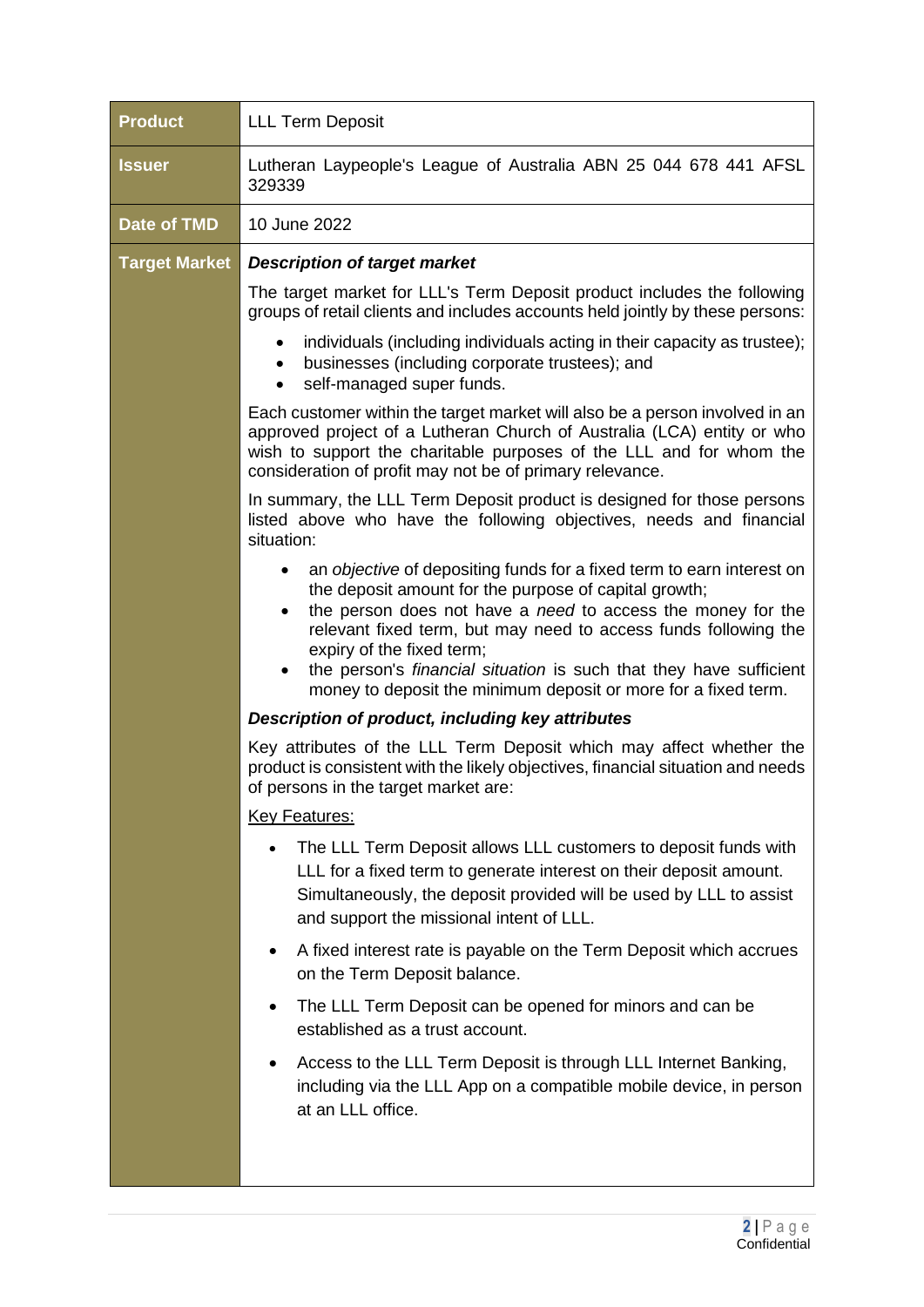| | |
|---|---|
| **Product** | LLL Term Deposit |
| **Issuer** | Lutheran Laypeople's League of Australia ABN 25 044 678 441 AFSL 329339 |
| **Date of TMD** | 10 June 2022 |
| **Target Market** | ***Description of target market***<br><br>The target market for LLL's Term Deposit product includes the following groups of retail clients and includes accounts held jointly by these persons:<br><br>• individuals (including individuals acting in their capacity as trustee);<br>• businesses (including corporate trustees); and<br>• self-managed super funds.<br><br>Each customer within the target market will also be a person involved in an approved project of a Lutheran Church of Australia (LCA) entity or who wish to support the charitable purposes of the LLL and for whom the consideration of profit may not be of primary relevance.<br><br>In summary, the LLL Term Deposit product is designed for those persons listed above who have the following objectives, needs and financial situation:<br><br>• an *objective* of depositing funds for a fixed term to earn interest on the deposit amount for the purpose of capital growth;<br>• the person does not have a *need* to access the money for the relevant fixed term, but may need to access funds following the expiry of the fixed term;<br>• the person's *financial situation* is such that they have sufficient money to deposit the minimum deposit or more for a fixed term.<br><br>***Description of product, including key attributes***<br><br>Key attributes of the LLL Term Deposit which may affect whether the product is consistent with the likely objectives, financial situation and needs of persons in the target market are:<br><br><u>Key Features:</u><br><br>• The LLL Term Deposit allows LLL customers to deposit funds with LLL for a fixed term to generate interest on their deposit amount. Simultaneously, the deposit provided will be used by LLL to assist and support the missional intent of LLL.<br>• A fixed interest rate is payable on the Term Deposit which accrues on the Term Deposit balance.<br>• The LLL Term Deposit can be opened for minors and can be established as a trust account.<br>• Access to the LLL Term Deposit is through LLL Internet Banking, including via the LLL App on a compatible mobile device, in person at an LLL office. |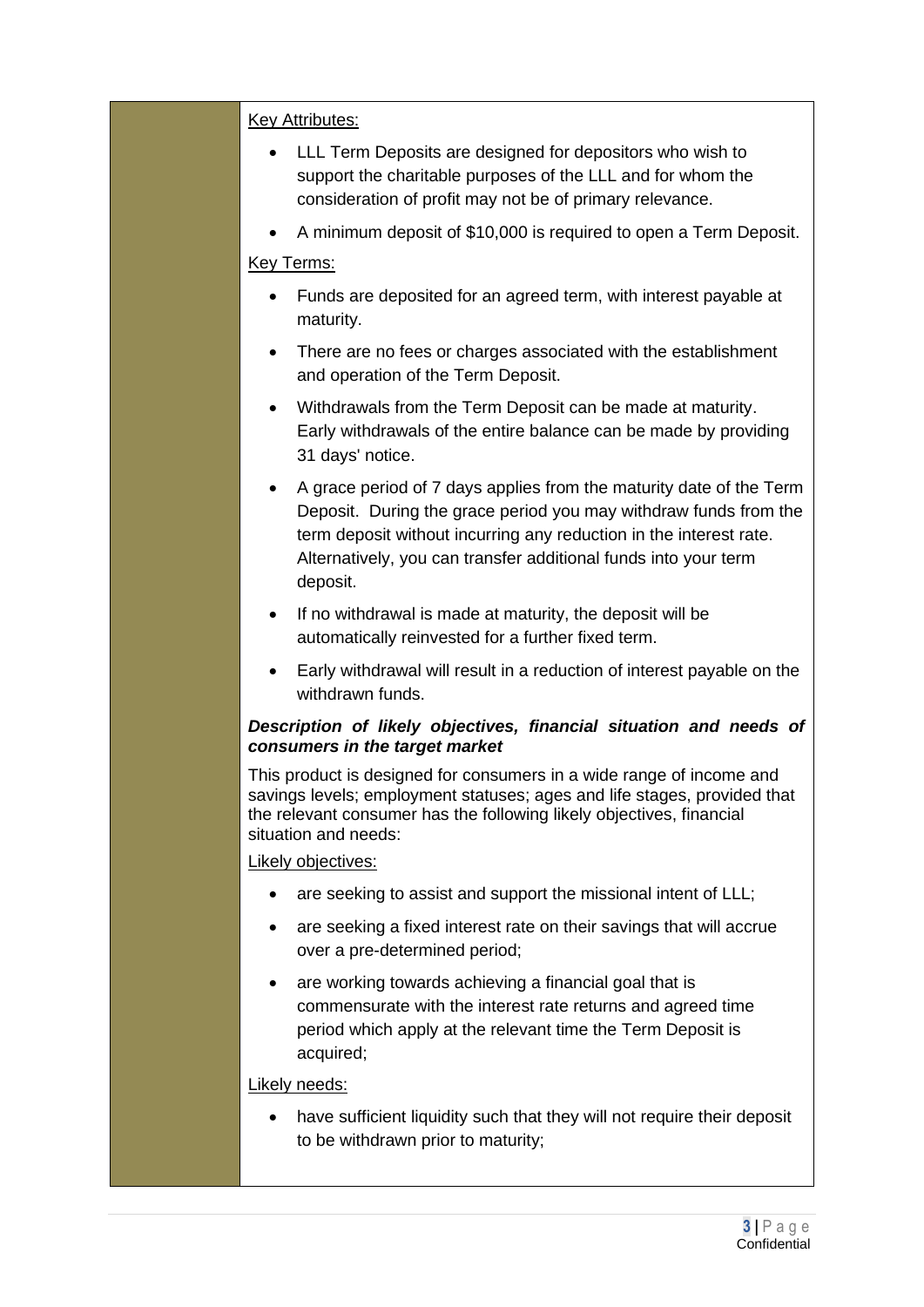Key Attributes:

- LLL Term Deposits are designed for depositors who wish to support the charitable purposes of the LLL and for whom the consideration of profit may not be of primary relevance.
- A minimum deposit of $10,000 is required to open a Term Deposit.

Key Terms:

- Funds are deposited for an agreed term, with interest payable at maturity.
- There are no fees or charges associated with the establishment and operation of the Term Deposit.
- Withdrawals from the Term Deposit can be made at maturity. Early withdrawals of the entire balance can be made by providing 31 days' notice.
- A grace period of 7 days applies from the maturity date of the Term Deposit. During the grace period you may withdraw funds from the term deposit without incurring any reduction in the interest rate. Alternatively, you can transfer additional funds into your term deposit.
- If no withdrawal is made at maturity, the deposit will be automatically reinvested for a further fixed term.
- Early withdrawal will result in a reduction of interest payable on the withdrawn funds.

***Description of likely objectives, financial situation and needs of consumers in the target market***

This product is designed for consumers in a wide range of income and savings levels; employment statuses; ages and life stages, provided that the relevant consumer has the following likely objectives, financial situation and needs:

Likely objectives:

- are seeking to assist and support the missional intent of LLL;
- are seeking a fixed interest rate on their savings that will accrue over a pre-determined period;
- are working towards achieving a financial goal that is commensurate with the interest rate returns and agreed time period which apply at the relevant time the Term Deposit is acquired;

Likely needs:

- have sufficient liquidity such that they will not require their deposit to be withdrawn prior to maturity;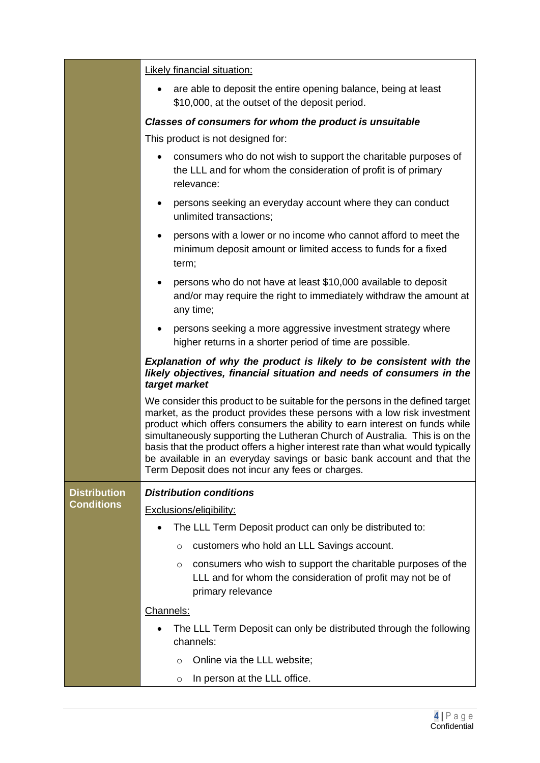| | |
|---|---|
| | Likely financial situation:<br><br>- are able to deposit the entire opening balance, being at least $10,000, at the outset of the deposit period.<br><br>***Classes of consumers for whom the product is unsuitable***<br><br>This product is not designed for:<br><br>- consumers who do not wish to support the charitable purposes of the LLL and for whom the consideration of profit is of primary relevance:<br>- persons seeking an everyday account where they can conduct unlimited transactions;<br>- persons with a lower or no income who cannot afford to meet the minimum deposit amount or limited access to funds for a fixed term;<br>- persons who do not have at least $10,000 available to deposit and/or may require the right to immediately withdraw the amount at any time;<br>- persons seeking a more aggressive investment strategy where higher returns in a shorter period of time are possible.<br><br>***Explanation of why the product is likely to be consistent with the likely objectives, financial situation and needs of consumers in the target market***<br><br>We consider this product to be suitable for the persons in the defined target market, as the product provides these persons with a low risk investment product which offers consumers the ability to earn interest on funds while simultaneously supporting the Lutheran Church of Australia. This is on the basis that the product offers a higher interest rate than what would typically be available in an everyday savings or basic bank account and that the Term Deposit does not incur any fees or charges. |
| **Distribution Conditions** | ***Distribution conditions***<br><br>Exclusions/eligibility:<br><br>- The LLL Term Deposit product can only be distributed to:<br>  - customers who hold an LLL Savings account.<br>  - consumers who wish to support the charitable purposes of the LLL and for whom the consideration of profit may not be of primary relevance<br><br>Channels:<br><br>- The LLL Term Deposit can only be distributed through the following channels:<br>  - Online via the LLL website;<br>  - In person at the LLL office. |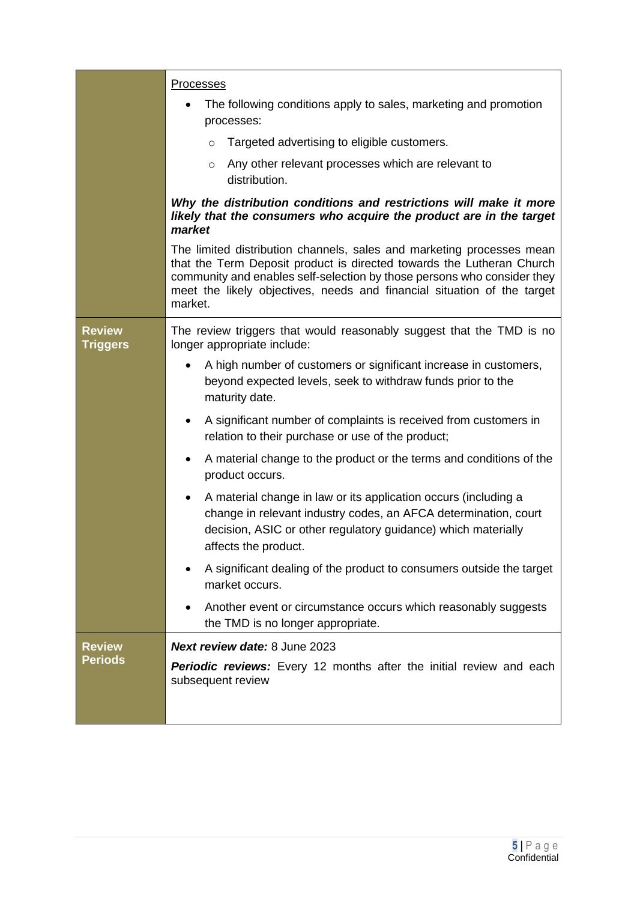| | |
|---|---|
| | <u>Processes</u><br>• The following conditions apply to sales, marketing and promotion processes:<br>  ○ Targeted advertising to eligible customers.<br>  ○ Any other relevant processes which are relevant to distribution.<br>***Why the distribution conditions and restrictions will make it more likely that the consumers who acquire the product are in the target market***<br>The limited distribution channels, sales and marketing processes mean that the Term Deposit product is directed towards the Lutheran Church community and enables self-selection by those persons who consider they meet the likely objectives, needs and financial situation of the target market. |
| **Review Triggers** | The review triggers that would reasonably suggest that the TMD is no longer appropriate include:<br>• A high number of customers or significant increase in customers, beyond expected levels, seek to withdraw funds prior to the maturity date.<br>• A significant number of complaints is received from customers in relation to their purchase or use of the product;<br>• A material change to the product or the terms and conditions of the product occurs.<br>• A material change in law or its application occurs (including a change in relevant industry codes, an AFCA determination, court decision, ASIC or other regulatory guidance) which materially affects the product.<br>• A significant dealing of the product to consumers outside the target market occurs.<br>• Another event or circumstance occurs which reasonably suggests the TMD is no longer appropriate. |
| **Review Periods** | ***Next review date:*** 8 June 2023<br>***Periodic reviews:*** Every 12 months after the initial review and each subsequent review |

Confidential